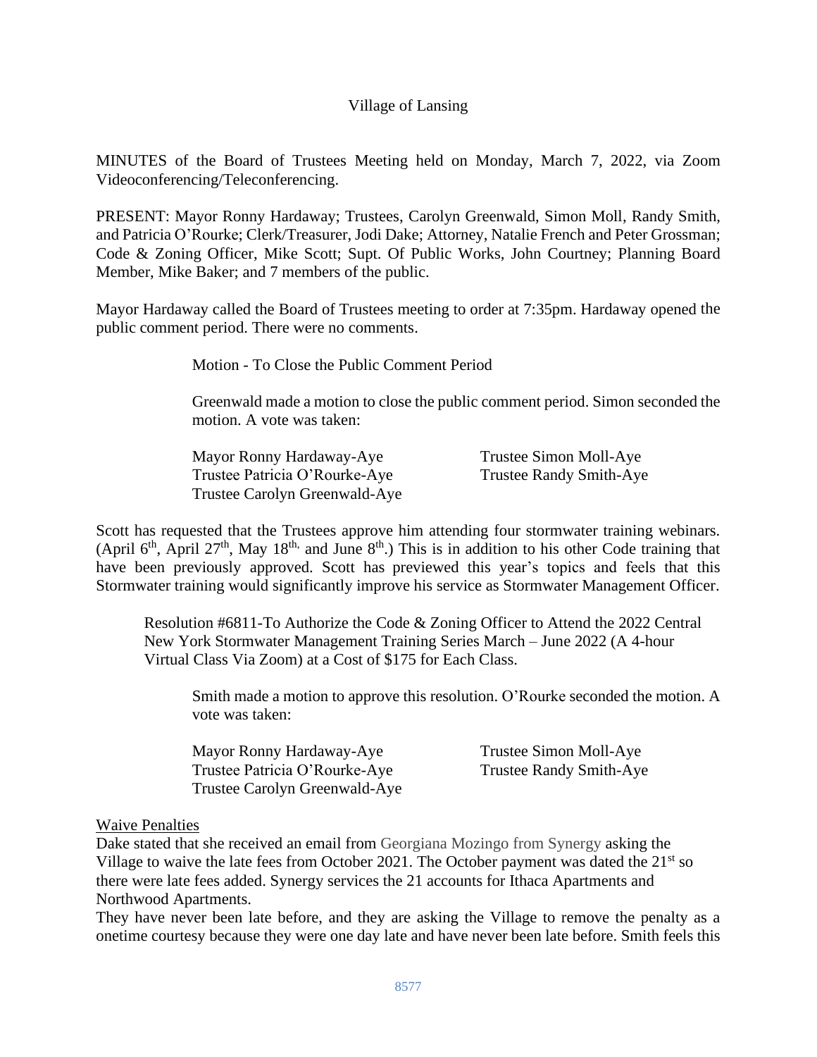Village of Lansing

MINUTES of the Board of Trustees Meeting held on Monday, March 7, 2022, via Zoom Videoconferencing/Teleconferencing.

PRESENT: Mayor Ronny Hardaway; Trustees, Carolyn Greenwald, Simon Moll, Randy Smith, and Patricia O'Rourke; Clerk/Treasurer, Jodi Dake; Attorney, Natalie French and Peter Grossman; Code & Zoning Officer, Mike Scott; Supt. Of Public Works, John Courtney; Planning Board Member, Mike Baker; and 7 members of the public.

Mayor Hardaway called the Board of Trustees meeting to order at 7:35pm. Hardaway opened the public comment period. There were no comments.

Motion - To Close the Public Comment Period

Greenwald made a motion to close the public comment period. Simon seconded the motion. A vote was taken:

Mayor Ronny Hardaway-Aye
Trustee Patricia O'Rourke-Aye
Trustee Carolyn Greenwald-Aye
Trustee Simon Moll-Aye
Trustee Randy Smith-Aye

Scott has requested that the Trustees approve him attending four stormwater training webinars. (April 6th, April 27th, May 18th, and June 8th.) This is in addition to his other Code training that have been previously approved. Scott has previewed this year's topics and feels that this Stormwater training would significantly improve his service as Stormwater Management Officer.

Resolution #6811-To Authorize the Code & Zoning Officer to Attend the 2022 Central New York Stormwater Management Training Series March – June 2022 (A 4-hour Virtual Class Via Zoom) at a Cost of $175 for Each Class.

Smith made a motion to approve this resolution. O'Rourke seconded the motion. A vote was taken:

Mayor Ronny Hardaway-Aye
Trustee Patricia O'Rourke-Aye
Trustee Carolyn Greenwald-Aye
Trustee Simon Moll-Aye
Trustee Randy Smith-Aye

Waive Penalties

Dake stated that she received an email from Georgiana Mozingo from Synergy asking the Village to waive the late fees from October 2021. The October payment was dated the 21st so there were late fees added. Synergy services the 21 accounts for Ithaca Apartments and Northwood Apartments.

They have never been late before, and they are asking the Village to remove the penalty as a onetime courtesy because they were one day late and have never been late before. Smith feels this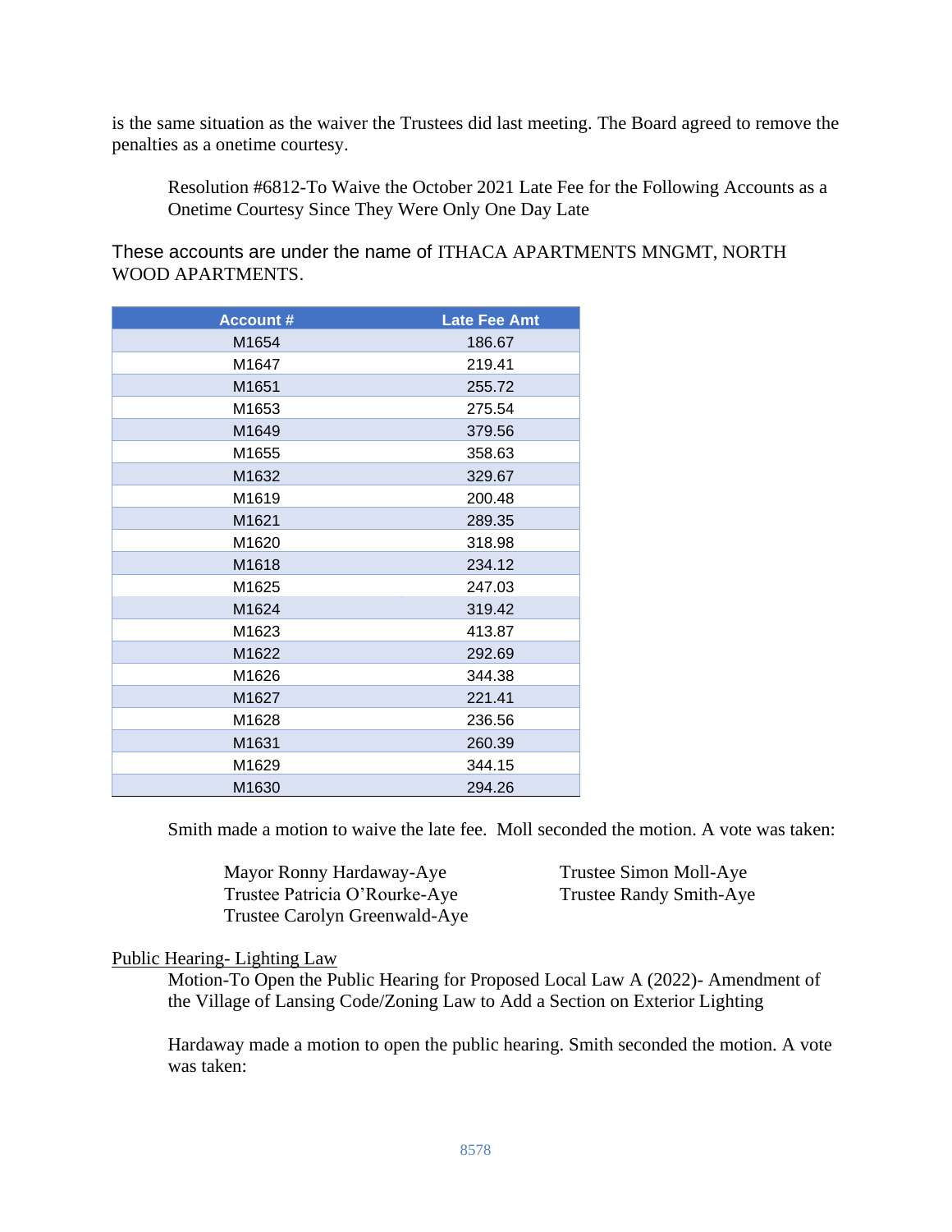is the same situation as the waiver the Trustees did last meeting. The Board agreed to remove the penalties as a onetime courtesy.

Resolution #6812-To Waive the October 2021 Late Fee for the Following Accounts as a Onetime Courtesy Since They Were Only One Day Late

These accounts are under the name of ITHACA APARTMENTS MNGMT, NORTH WOOD APARTMENTS.

| Account # | Late Fee Amt |
|---|---|
| M1654 | 186.67 |
| M1647 | 219.41 |
| M1651 | 255.72 |
| M1653 | 275.54 |
| M1649 | 379.56 |
| M1655 | 358.63 |
| M1632 | 329.67 |
| M1619 | 200.48 |
| M1621 | 289.35 |
| M1620 | 318.98 |
| M1618 | 234.12 |
| M1625 | 247.03 |
| M1624 | 319.42 |
| M1623 | 413.87 |
| M1622 | 292.69 |
| M1626 | 344.38 |
| M1627 | 221.41 |
| M1628 | 236.56 |
| M1631 | 260.39 |
| M1629 | 344.15 |
| M1630 | 294.26 |

Smith made a motion to waive the late fee. Moll seconded the motion. A vote was taken:

Mayor Ronny Hardaway-Aye
Trustee Patricia O'Rourke-Aye
Trustee Carolyn Greenwald-Aye
Trustee Simon Moll-Aye
Trustee Randy Smith-Aye

<u>Public Hearing- Lighting Law</u>

Motion-To Open the Public Hearing for Proposed Local Law A (2022)- Amendment of the Village of Lansing Code/Zoning Law to Add a Section on Exterior Lighting

Hardaway made a motion to open the public hearing. Smith seconded the motion. A vote was taken: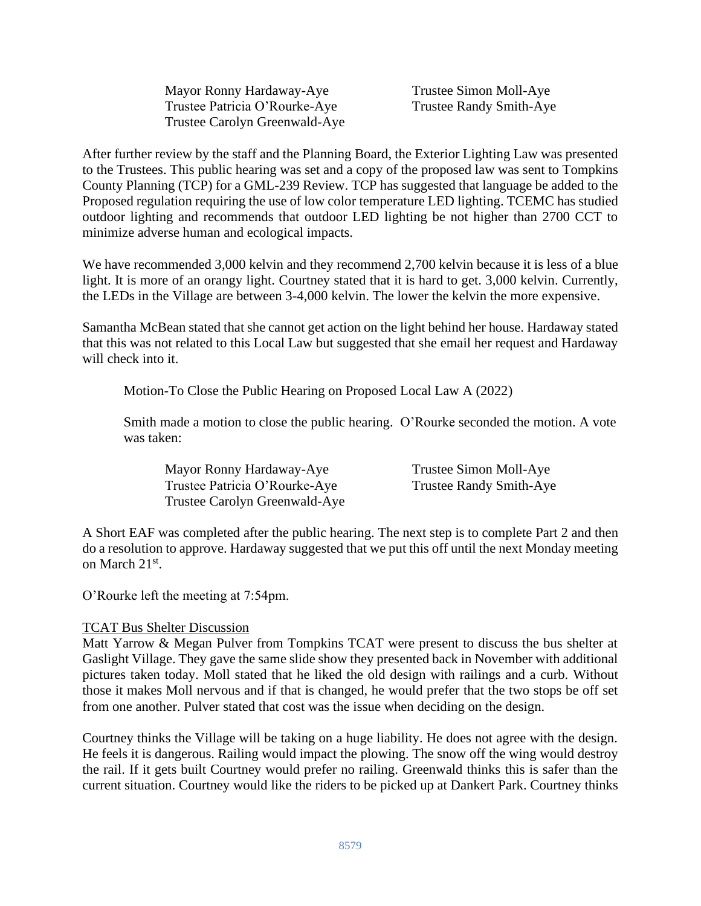Mayor Ronny Hardaway-Aye
Trustee Patricia O'Rourke-Aye
Trustee Carolyn Greenwald-Aye
Trustee Simon Moll-Aye
Trustee Randy Smith-Aye

After further review by the staff and the Planning Board, the Exterior Lighting Law was presented to the Trustees. This public hearing was set and a copy of the proposed law was sent to Tompkins County Planning (TCP) for a GML-239 Review. TCP has suggested that language be added to the Proposed regulation requiring the use of low color temperature LED lighting. TCEMC has studied outdoor lighting and recommends that outdoor LED lighting be not higher than 2700 CCT to minimize adverse human and ecological impacts.

We have recommended 3,000 kelvin and they recommend 2,700 kelvin because it is less of a blue light. It is more of an orangy light. Courtney stated that it is hard to get. 3,000 kelvin. Currently, the LEDs in the Village are between 3-4,000 kelvin. The lower the kelvin the more expensive.

Samantha McBean stated that she cannot get action on the light behind her house. Hardaway stated that this was not related to this Local Law but suggested that she email her request and Hardaway will check into it.

Motion-To Close the Public Hearing on Proposed Local Law A (2022)

Smith made a motion to close the public hearing. O'Rourke seconded the motion. A vote was taken:

Mayor Ronny Hardaway-Aye
Trustee Patricia O'Rourke-Aye
Trustee Carolyn Greenwald-Aye
Trustee Simon Moll-Aye
Trustee Randy Smith-Aye

A Short EAF was completed after the public hearing. The next step is to complete Part 2 and then do a resolution to approve. Hardaway suggested that we put this off until the next Monday meeting on March 21st.

O'Rourke left the meeting at 7:54pm.

TCAT Bus Shelter Discussion

Matt Yarrow & Megan Pulver from Tompkins TCAT were present to discuss the bus shelter at Gaslight Village. They gave the same slide show they presented back in November with additional pictures taken today. Moll stated that he liked the old design with railings and a curb. Without those it makes Moll nervous and if that is changed, he would prefer that the two stops be off set from one another. Pulver stated that cost was the issue when deciding on the design.

Courtney thinks the Village will be taking on a huge liability. He does not agree with the design. He feels it is dangerous. Railing would impact the plowing. The snow off the wing would destroy the rail. If it gets built Courtney would prefer no railing. Greenwald thinks this is safer than the current situation. Courtney would like the riders to be picked up at Dankert Park. Courtney thinks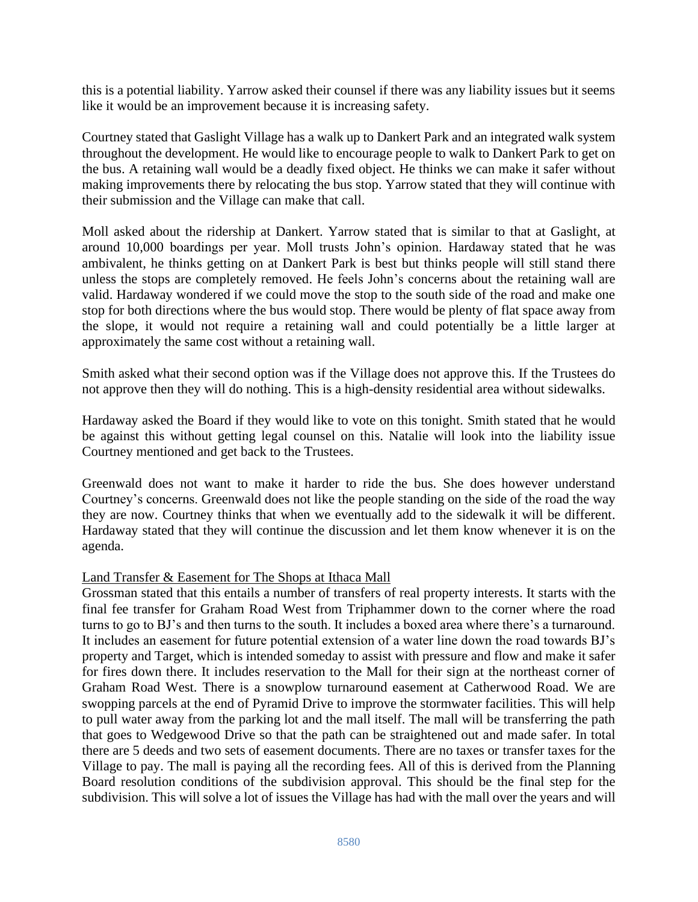this is a potential liability. Yarrow asked their counsel if there was any liability issues but it seems like it would be an improvement because it is increasing safety.

Courtney stated that Gaslight Village has a walk up to Dankert Park and an integrated walk system throughout the development. He would like to encourage people to walk to Dankert Park to get on the bus. A retaining wall would be a deadly fixed object. He thinks we can make it safer without making improvements there by relocating the bus stop. Yarrow stated that they will continue with their submission and the Village can make that call.

Moll asked about the ridership at Dankert. Yarrow stated that is similar to that at Gaslight, at around 10,000 boardings per year. Moll trusts John's opinion. Hardaway stated that he was ambivalent, he thinks getting on at Dankert Park is best but thinks people will still stand there unless the stops are completely removed. He feels John's concerns about the retaining wall are valid. Hardaway wondered if we could move the stop to the south side of the road and make one stop for both directions where the bus would stop. There would be plenty of flat space away from the slope, it would not require a retaining wall and could potentially be a little larger at approximately the same cost without a retaining wall.

Smith asked what their second option was if the Village does not approve this. If the Trustees do not approve then they will do nothing. This is a high-density residential area without sidewalks.

Hardaway asked the Board if they would like to vote on this tonight. Smith stated that he would be against this without getting legal counsel on this. Natalie will look into the liability issue Courtney mentioned and get back to the Trustees.

Greenwald does not want to make it harder to ride the bus. She does however understand Courtney's concerns. Greenwald does not like the people standing on the side of the road the way they are now. Courtney thinks that when we eventually add to the sidewalk it will be different. Hardaway stated that they will continue the discussion and let them know whenever it is on the agenda.

Land Transfer & Easement for The Shops at Ithaca Mall

Grossman stated that this entails a number of transfers of real property interests. It starts with the final fee transfer for Graham Road West from Triphammer down to the corner where the road turns to go to BJ's and then turns to the south. It includes a boxed area where there's a turnaround. It includes an easement for future potential extension of a water line down the road towards BJ's property and Target, which is intended someday to assist with pressure and flow and make it safer for fires down there. It includes reservation to the Mall for their sign at the northeast corner of Graham Road West. There is a snowplow turnaround easement at Catherwood Road. We are swopping parcels at the end of Pyramid Drive to improve the stormwater facilities. This will help to pull water away from the parking lot and the mall itself. The mall will be transferring the path that goes to Wedgewood Drive so that the path can be straightened out and made safer. In total there are 5 deeds and two sets of easement documents. There are no taxes or transfer taxes for the Village to pay. The mall is paying all the recording fees. All of this is derived from the Planning Board resolution conditions of the subdivision approval. This should be the final step for the subdivision. This will solve a lot of issues the Village has had with the mall over the years and will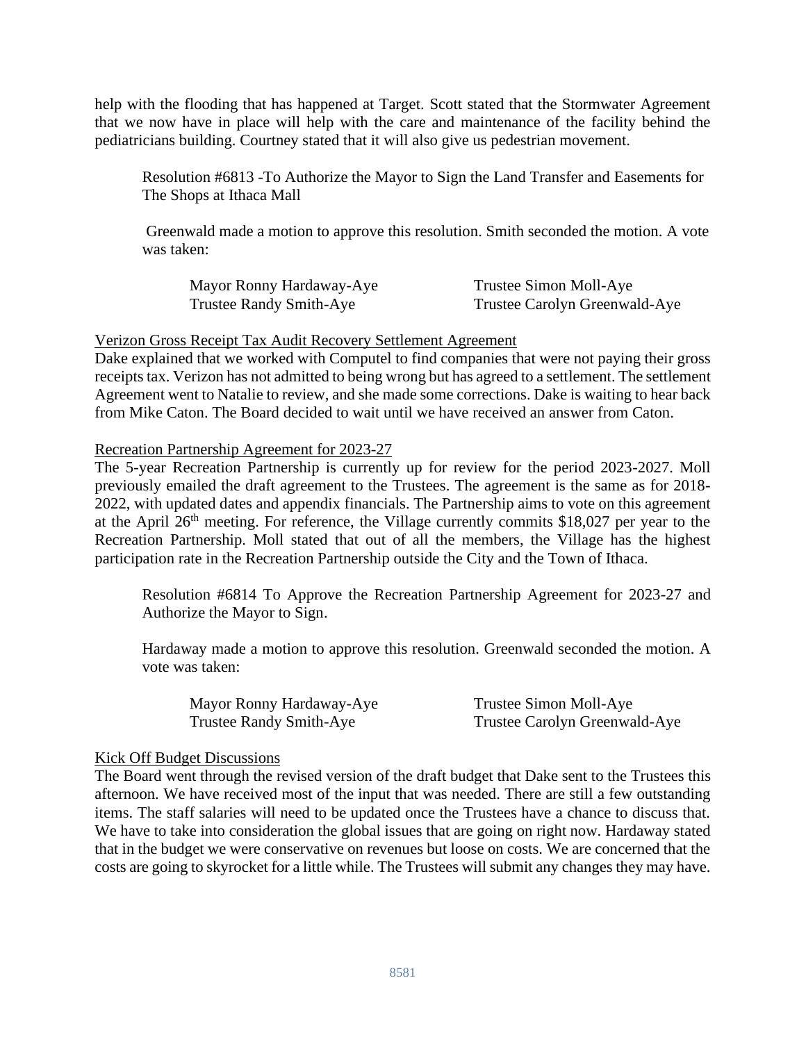help with the flooding that has happened at Target. Scott stated that the Stormwater Agreement that we now have in place will help with the care and maintenance of the facility behind the pediatricians building. Courtney stated that it will also give us pedestrian movement.

> Resolution #6813 -To Authorize the Mayor to Sign the Land Transfer and Easements for The Shops at Ithaca Mall
>
> Greenwald made a motion to approve this resolution. Smith seconded the motion. A vote was taken:
>
> Mayor Ronny Hardaway-Aye
> Trustee Simon Moll-Aye
> Trustee Randy Smith-Aye
> Trustee Carolyn Greenwald-Aye

<u>Verizon Gross Receipt Tax Audit Recovery Settlement Agreement</u>

Dake explained that we worked with Computel to find companies that were not paying their gross receipts tax. Verizon has not admitted to being wrong but has agreed to a settlement. The settlement Agreement went to Natalie to review, and she made some corrections. Dake is waiting to hear back from Mike Caton. The Board decided to wait until we have received an answer from Caton.

<u>Recreation Partnership Agreement for 2023-27</u>

The 5-year Recreation Partnership is currently up for review for the period 2023-2027. Moll previously emailed the draft agreement to the Trustees. The agreement is the same as for 2018-2022, with updated dates and appendix financials. The Partnership aims to vote on this agreement at the April 26th meeting. For reference, the Village currently commits $18,027 per year to the Recreation Partnership. Moll stated that out of all the members, the Village has the highest participation rate in the Recreation Partnership outside the City and the Town of Ithaca.

> Resolution #6814 To Approve the Recreation Partnership Agreement for 2023-27 and Authorize the Mayor to Sign.
>
> Hardaway made a motion to approve this resolution. Greenwald seconded the motion. A vote was taken:
>
> Mayor Ronny Hardaway-Aye
> Trustee Simon Moll-Aye
> Trustee Randy Smith-Aye
> Trustee Carolyn Greenwald-Aye

<u>Kick Off Budget Discussions</u>

The Board went through the revised version of the draft budget that Dake sent to the Trustees this afternoon. We have received most of the input that was needed. There are still a few outstanding items. The staff salaries will need to be updated once the Trustees have a chance to discuss that. We have to take into consideration the global issues that are going on right now. Hardaway stated that in the budget we were conservative on revenues but loose on costs. We are concerned that the costs are going to skyrocket for a little while. The Trustees will submit any changes they may have.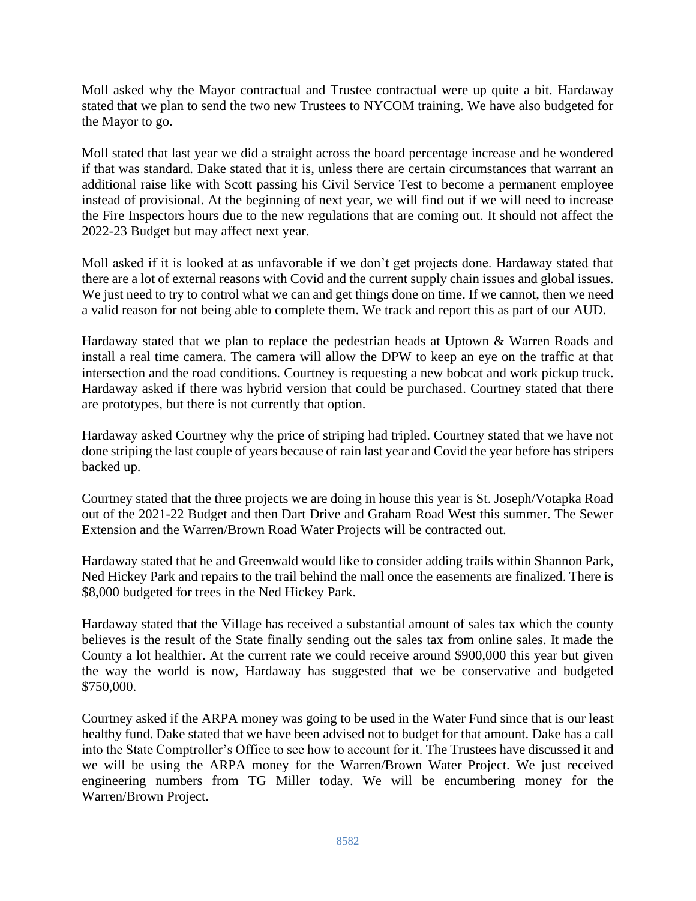Moll asked why the Mayor contractual and Trustee contractual were up quite a bit. Hardaway stated that we plan to send the two new Trustees to NYCOM training. We have also budgeted for the Mayor to go.

Moll stated that last year we did a straight across the board percentage increase and he wondered if that was standard. Dake stated that it is, unless there are certain circumstances that warrant an additional raise like with Scott passing his Civil Service Test to become a permanent employee instead of provisional. At the beginning of next year, we will find out if we will need to increase the Fire Inspectors hours due to the new regulations that are coming out. It should not affect the 2022-23 Budget but may affect next year.

Moll asked if it is looked at as unfavorable if we don't get projects done. Hardaway stated that there are a lot of external reasons with Covid and the current supply chain issues and global issues. We just need to try to control what we can and get things done on time. If we cannot, then we need a valid reason for not being able to complete them. We track and report this as part of our AUD.

Hardaway stated that we plan to replace the pedestrian heads at Uptown & Warren Roads and install a real time camera. The camera will allow the DPW to keep an eye on the traffic at that intersection and the road conditions. Courtney is requesting a new bobcat and work pickup truck. Hardaway asked if there was hybrid version that could be purchased. Courtney stated that there are prototypes, but there is not currently that option.

Hardaway asked Courtney why the price of striping had tripled. Courtney stated that we have not done striping the last couple of years because of rain last year and Covid the year before has stripers backed up.

Courtney stated that the three projects we are doing in house this year is St. Joseph/Votapka Road out of the 2021-22 Budget and then Dart Drive and Graham Road West this summer. The Sewer Extension and the Warren/Brown Road Water Projects will be contracted out.

Hardaway stated that he and Greenwald would like to consider adding trails within Shannon Park, Ned Hickey Park and repairs to the trail behind the mall once the easements are finalized. There is $8,000 budgeted for trees in the Ned Hickey Park.

Hardaway stated that the Village has received a substantial amount of sales tax which the county believes is the result of the State finally sending out the sales tax from online sales. It made the County a lot healthier. At the current rate we could receive around $900,000 this year but given the way the world is now, Hardaway has suggested that we be conservative and budgeted $750,000.

Courtney asked if the ARPA money was going to be used in the Water Fund since that is our least healthy fund. Dake stated that we have been advised not to budget for that amount. Dake has a call into the State Comptroller's Office to see how to account for it. The Trustees have discussed it and we will be using the ARPA money for the Warren/Brown Water Project. We just received engineering numbers from TG Miller today. We will be encumbering money for the Warren/Brown Project.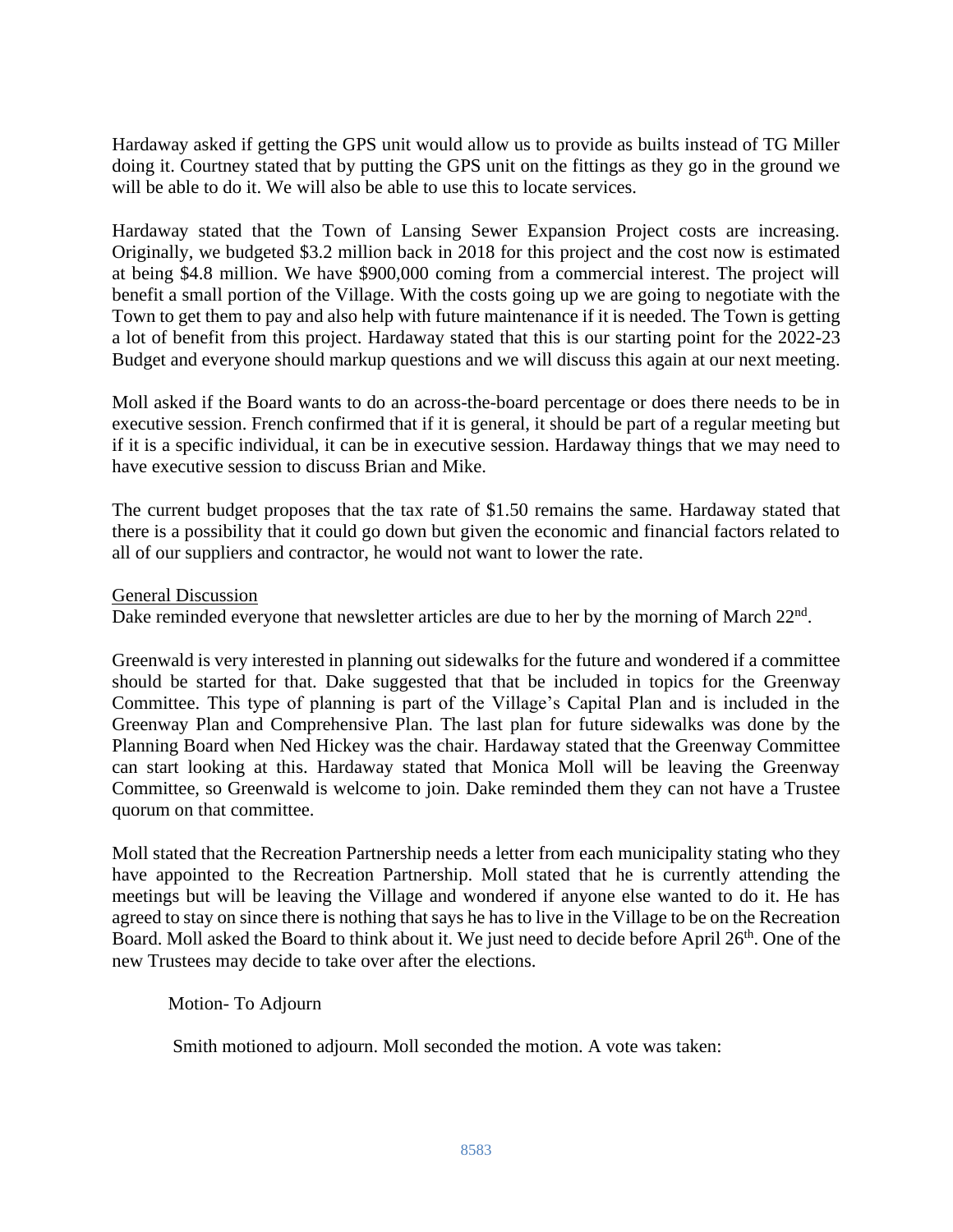Hardaway asked if getting the GPS unit would allow us to provide as builts instead of TG Miller doing it. Courtney stated that by putting the GPS unit on the fittings as they go in the ground we will be able to do it. We will also be able to use this to locate services.

Hardaway stated that the Town of Lansing Sewer Expansion Project costs are increasing. Originally, we budgeted $3.2 million back in 2018 for this project and the cost now is estimated at being $4.8 million. We have $900,000 coming from a commercial interest. The project will benefit a small portion of the Village. With the costs going up we are going to negotiate with the Town to get them to pay and also help with future maintenance if it is needed. The Town is getting a lot of benefit from this project. Hardaway stated that this is our starting point for the 2022-23 Budget and everyone should markup questions and we will discuss this again at our next meeting.

Moll asked if the Board wants to do an across-the-board percentage or does there needs to be in executive session. French confirmed that if it is general, it should be part of a regular meeting but if it is a specific individual, it can be in executive session. Hardaway things that we may need to have executive session to discuss Brian and Mike.

The current budget proposes that the tax rate of $1.50 remains the same. Hardaway stated that there is a possibility that it could go down but given the economic and financial factors related to all of our suppliers and contractor, he would not want to lower the rate.

<u>General Discussion</u>

Dake reminded everyone that newsletter articles are due to her by the morning of March 22nd.

Greenwald is very interested in planning out sidewalks for the future and wondered if a committee should be started for that. Dake suggested that that be included in topics for the Greenway Committee. This type of planning is part of the Village's Capital Plan and is included in the Greenway Plan and Comprehensive Plan. The last plan for future sidewalks was done by the Planning Board when Ned Hickey was the chair. Hardaway stated that the Greenway Committee can start looking at this. Hardaway stated that Monica Moll will be leaving the Greenway Committee, so Greenwald is welcome to join. Dake reminded them they can not have a Trustee quorum on that committee.

Moll stated that the Recreation Partnership needs a letter from each municipality stating who they have appointed to the Recreation Partnership. Moll stated that he is currently attending the meetings but will be leaving the Village and wondered if anyone else wanted to do it. He has agreed to stay on since there is nothing that says he has to live in the Village to be on the Recreation Board. Moll asked the Board to think about it. We just need to decide before April 26th. One of the new Trustees may decide to take over after the elections.

Motion- To Adjourn

Smith motioned to adjourn. Moll seconded the motion. A vote was taken: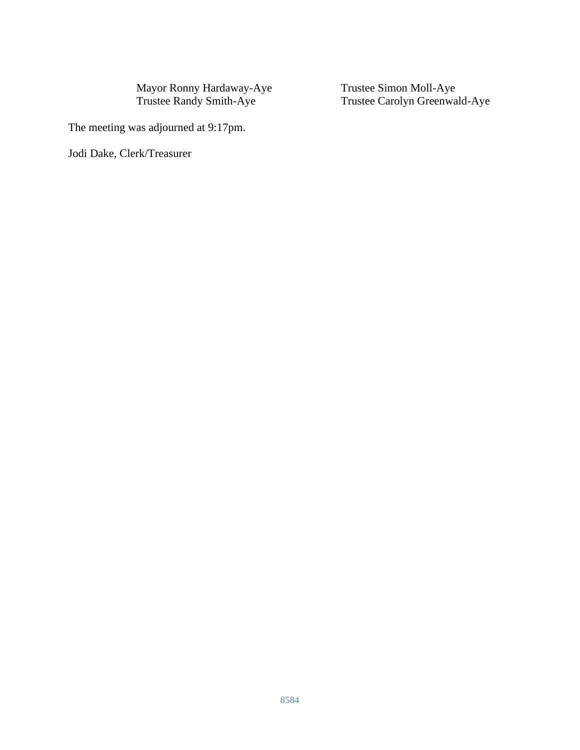Mayor Ronny Hardaway-Aye
Trustee Randy Smith-Aye
Trustee Simon Moll-Aye
Trustee Carolyn Greenwald-Aye

The meeting was adjourned at 9:17pm.

Jodi Dake, Clerk/Treasurer